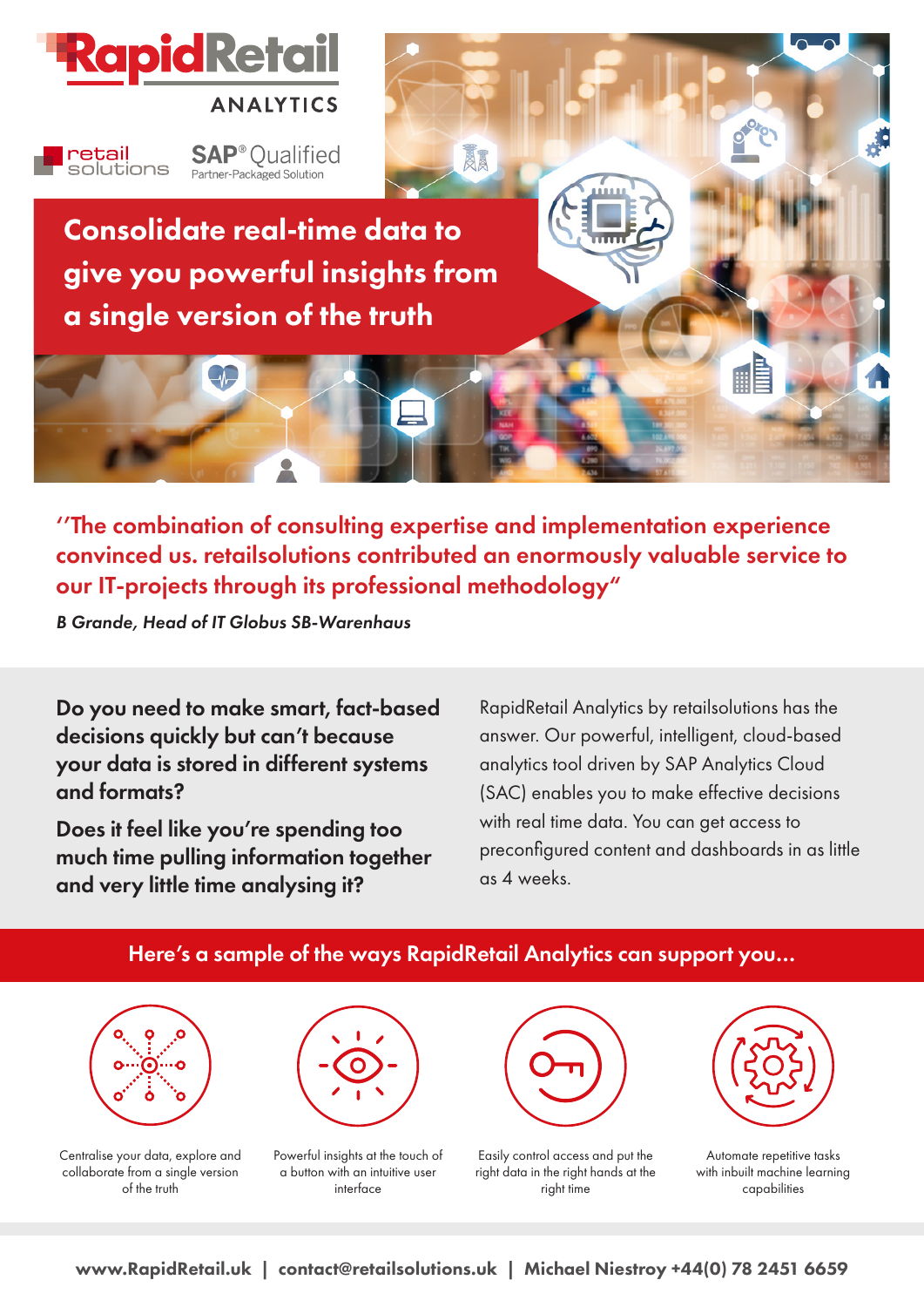# RapidRetail ANALYTICS

retail solutions

SAP® Qualified Partner-Packaged Solution

## Consolidate real-time data to give you powerful insights from a single version of the truth

**"The combination of consulting expertise and implementation experience convinced us. retailsolutions contributed an enormously valuable service to our IT-projects through its professional methodology"**

*B Grande, Head of IT Globus SB-Warenhaus*

**Do you need to make smart, fact-based decisions quickly but can't because your data is stored in different systems and formats?**

**Does it feel like you're spending too much time pulling information together and very little time analysing it?**

RapidRetail Analytics by retailsolutions has the answer. Our powerful, intelligent, cloud-based analytics tool driven by SAP Analytics Cloud (SAC) enables you to make effective decisions with real time data. You can get access to preconfigured content and dashboards in as little as 4 weeks.

## Here's a sample of the ways RapidRetail Analytics can support you...

- Centralise your data, explore and collaborate from a single version of the truth
- Powerful insights at the touch of a button with an intuitive user interface
- Easily control access and put the right data in the right hands at the right time
- Automate repetitive tasks with inbuilt machine learning capabilities

**www.RapidRetail.uk | contact@retailsolutions.uk | Michael Niestroy +44(0) 78 2451 6659**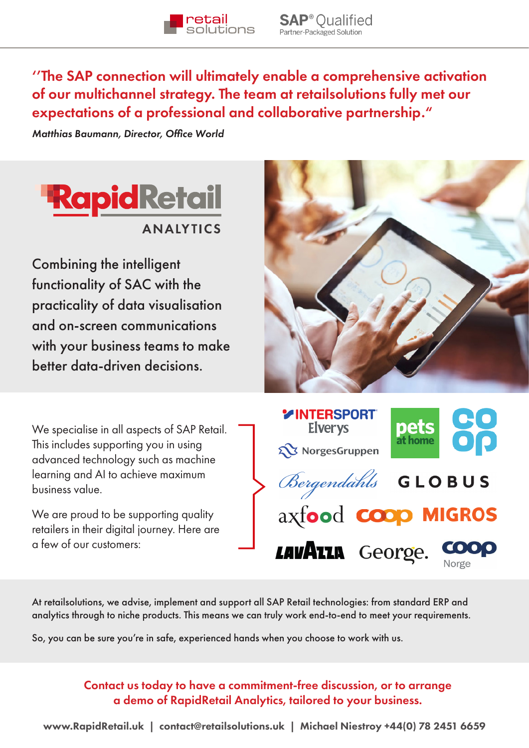retail solutions | SAP® Qualified Partner-Packaged Solution

**"The SAP connection will ultimately enable a comprehensive activation of our multichannel strategy. The team at retailsolutions fully met our expectations of a professional and collaborative partnership."**

*Matthias Baumann, Director, Office World*

# RapidRetail ANALYTICS

Combining the intelligent functionality of SAC with the practicality of data visualisation and on-screen communications with your business teams to make better data-driven decisions.

We specialise in all aspects of SAP Retail. This includes supporting you in using advanced technology such as machine learning and AI to achieve maximum business value.

We are proud to be supporting quality retailers in their digital journey. Here are a few of our customers:

INTERSPORT Elverys, pets at home, co op, NorgesGruppen, Bergendahls, GLOBUS, axfood, coop, MIGROS, LAVAZZA, George., coop Norge

At retailsolutions, we advise, implement and support all SAP Retail technologies: from standard ERP and analytics through to niche products. This means we can truly work end-to-end to meet your requirements.

So, you can be sure you're in safe, experienced hands when you choose to work with us.

**Contact us today to have a commitment-free discussion, or to arrange a demo of RapidRetail Analytics, tailored to your business.**

**www.RapidRetail.uk | contact@retailsolutions.uk | Michael Niestroy +44(0) 78 2451 6659**